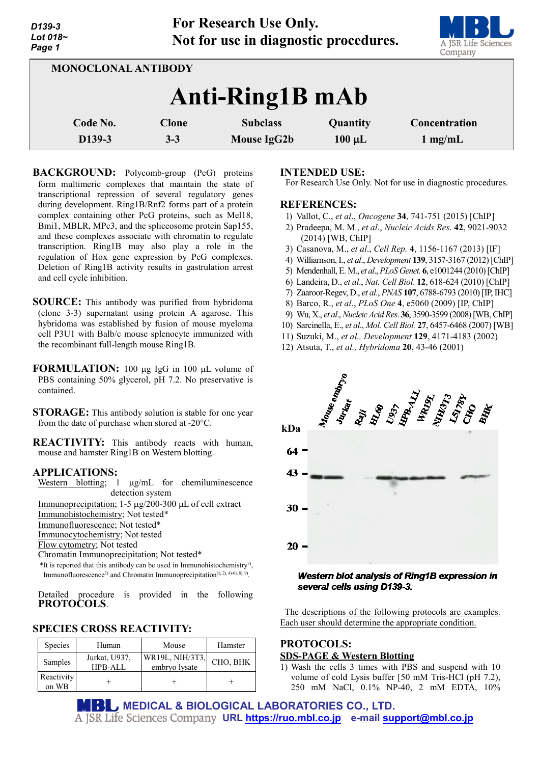For Research Use Only.
Not for use in diagnostic procedures.

MONOCLONAL ANTIBODY

# Anti-Ring1B mAb

| Code No. | Clone | Subclass | Quantity | Concentration |
|---|---|---|---|---|
| D139-3 | 3-3 | Mouse IgG2b | 100 µL | 1 mg/mL |

**BACKGROUND:** Polycomb-group (PcG) proteins form multimeric complexes that maintain the state of transcriptional repression of several regulatory genes during development. Ring1B/Rnf2 forms part of a protein complex containing other PcG proteins, such as Mel18, Bmi1, MBLR, MPc3, and the spliceosome protein Sap155, and these complexes associate with chromatin to regulate transcription. Ring1B may also play a role in the regulation of Hox gene expression by PcG complexes. Deletion of Ring1B activity results in gastrulation arrest and cell cycle inhibition.

**SOURCE:** This antibody was purified from hybridoma (clone 3-3) supernatant using protein A agarose. This hybridoma was established by fusion of mouse myeloma cell P3U1 with Balb/c mouse splenocyte immunized with the recombinant full-length mouse Ring1B.

**FORMULATION:** 100 µg IgG in 100 µL volume of PBS containing 50% glycerol, pH 7.2. No preservative is contained.

**STORAGE:** This antibody solution is stable for one year from the date of purchase when stored at -20°C.

**REACTIVITY:** This antibody reacts with human, mouse and hamster Ring1B on Western blotting.

**APPLICATIONS:**

Western blotting; 1 µg/mL for chemiluminescence detection system
Immunoprecipitation; 1-5 µg/200-300 µL of cell extract
Immunohistochemistry; Not tested*
Immunofluorescence; Not tested*
Immunocytochemistry; Not tested
Flow cytometry; Not tested
Chromatin Immunoprecipitation; Not tested*

*It is reported that this antibody can be used in Immunohistochemistry[7], Immunofluorescence[3] and Chromatin Immunoprecipitation[1), 2), 4)-6), 8), 9)].

Detailed procedure is provided in the following **PROTOCOLS**.

**SPECIES CROSS REACTIVITY:**

| Species | Human | Mouse | Hamster |
|---|---|---|---|
| Samples | Jurkat, U937, HPB-ALL | WR19L, NIH/3T3, embryo lysate | CHO, BHK |
| Reactivity on WB | + | + | + |

**INTENDED USE:**
For Research Use Only. Not for use in diagnostic procedures.

**REFERENCES:**
1) Vallot, C., *et al*., *Oncogene* **34**, 741-751 (2015) [ChIP]
2) Pradeepa, M. M., *et al*., *Nucleic Acids Res*. **42**, 9021-9032 (2014) [WB, ChIP]
3) Casanova, M., *et al*., *Cell Rep*. **4**, 1156-1167 (2013) [IF]
4) Williamson, I., *et al*., *Development* **139**, 3157-3167 (2012) [ChIP]
5) Mendenhall, E. M., *et al*., *PLoS Genet*. **6**, e1001244 (2010) [ChIP]
6) Landeira, D., *et al*., *Nat. Cell Biol*. **12**, 618-624 (2010) [ChIP]
7) Zaaroor-Regev, D., *et al*., *PNAS* **107**, 6788-6793 (2010) [IP, IHC]
8) Barco, R., *et al*., *PLoS One* **4**, e5060 (2009) [IP, ChIP]
9) Wu, X., *et al*., *Nucleic Acid Res*. **36**, 3590-3599 (2008) [WB, ChIP]
10) Sarcinella, E., *et al*., *Mol. Cell Biol*. **27**, 6457-6468 (2007) [WB]
11) Suzuki, M., *et al., Development* **129**, 4171-4183 (2002)
12) Atsuta, T., *et al., Hybridoma* **20**, 43-46 (2001)

***Western blot analysis of Ring1B expression in several cells using D139-3.***

The descriptions of the following protocols are examples. Each user should determine the appropriate condition.

**PROTOCOLS:**

**SDS-PAGE & Western Blotting**

1) Wash the cells 3 times with PBS and suspend with 10 volume of cold Lysis buffer [50 mM Tris-HCl (pH 7.2), 250 mM NaCl, 0.1% NP-40, 2 mM EDTA, 10%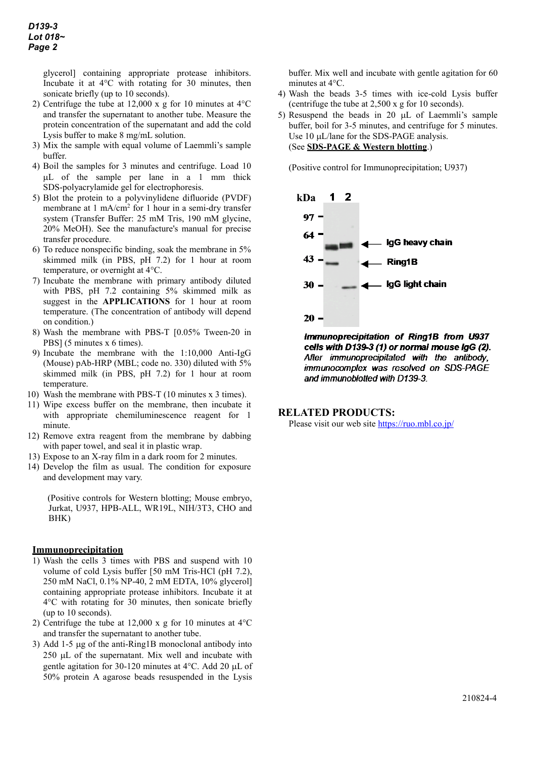glycerol] containing appropriate protease inhibitors. Incubate it at 4°C with rotating for 30 minutes, then sonicate briefly (up to 10 seconds).

2) Centrifuge the tube at 12,000 x g for 10 minutes at 4°C and transfer the supernatant to another tube. Measure the protein concentration of the supernatant and add the cold Lysis buffer to make 8 mg/mL solution.
3) Mix the sample with equal volume of Laemmli's sample buffer.
4) Boil the samples for 3 minutes and centrifuge. Load 10 μL of the sample per lane in a 1 mm thick SDS-polyacrylamide gel for electrophoresis.
5) Blot the protein to a polyvinylidene difluoride (PVDF) membrane at 1 mA/cm$^2$ for 1 hour in a semi-dry transfer system (Transfer Buffer: 25 mM Tris, 190 mM glycine, 20% MeOH). See the manufacture's manual for precise transfer procedure.
6) To reduce nonspecific binding, soak the membrane in 5% skimmed milk (in PBS, pH 7.2) for 1 hour at room temperature, or overnight at 4°C.
7) Incubate the membrane with primary antibody diluted with PBS, pH 7.2 containing 5% skimmed milk as suggest in the **APPLICATIONS** for 1 hour at room temperature. (The concentration of antibody will depend on condition.)
8) Wash the membrane with PBS-T [0.05% Tween-20 in PBS] (5 minutes x 6 times).
9) Incubate the membrane with the 1:10,000 Anti-IgG (Mouse) pAb-HRP (MBL; code no. 330) diluted with 5% skimmed milk (in PBS, pH 7.2) for 1 hour at room temperature.
10) Wash the membrane with PBS-T (10 minutes x 3 times).
11) Wipe excess buffer on the membrane, then incubate it with appropriate chemiluminescence reagent for 1 minute.
12) Remove extra reagent from the membrane by dabbing with paper towel, and seal it in plastic wrap.
13) Expose to an X-ray film in a dark room for 2 minutes.
14) Develop the film as usual. The condition for exposure and development may vary.

(Positive controls for Western blotting; Mouse embryo, Jurkat, U937, HPB-ALL, WR19L, NIH/3T3, CHO and BHK)

## Immunoprecipitation

1) Wash the cells 3 times with PBS and suspend with 10 volume of cold Lysis buffer [50 mM Tris-HCl (pH 7.2), 250 mM NaCl, 0.1% NP-40, 2 mM EDTA, 10% glycerol] containing appropriate protease inhibitors. Incubate it at 4°C with rotating for 30 minutes, then sonicate briefly (up to 10 seconds).
2) Centrifuge the tube at 12,000 x g for 10 minutes at 4°C and transfer the supernatant to another tube.
3) Add 1-5 μg of the anti-Ring1B monoclonal antibody into 250 μL of the supernatant. Mix well and incubate with gentle agitation for 30-120 minutes at 4°C. Add 20 μL of 50% protein A agarose beads resuspended in the Lysis buffer. Mix well and incubate with gentle agitation for 60 minutes at 4°C.
4) Wash the beads 3-5 times with ice-cold Lysis buffer (centrifuge the tube at 2,500 x g for 10 seconds).
5) Resuspend the beads in 20 μL of Laemmli's sample buffer, boil for 3-5 minutes, and centrifuge for 5 minutes. Use 10 μL/lane for the SDS-PAGE analysis. (See **SDS-PAGE & Western blotting**.)

(Positive control for Immunoprecipitation; U937)

kDa 1 2
97
64
43
30
20
IgG heavy chain
Ring1B
IgG light chain

***Immunoprecipitation of Ring1B from U937 cells with D139-3 (1) or normal mouse IgG (2).*** *After immunoprecipitated with the antibody, immunocomplex was resolved on SDS-PAGE and immunoblotted with D139-3.*

## RELATED PRODUCTS:

Please visit our web site https://ruo.mbl.co.jp/